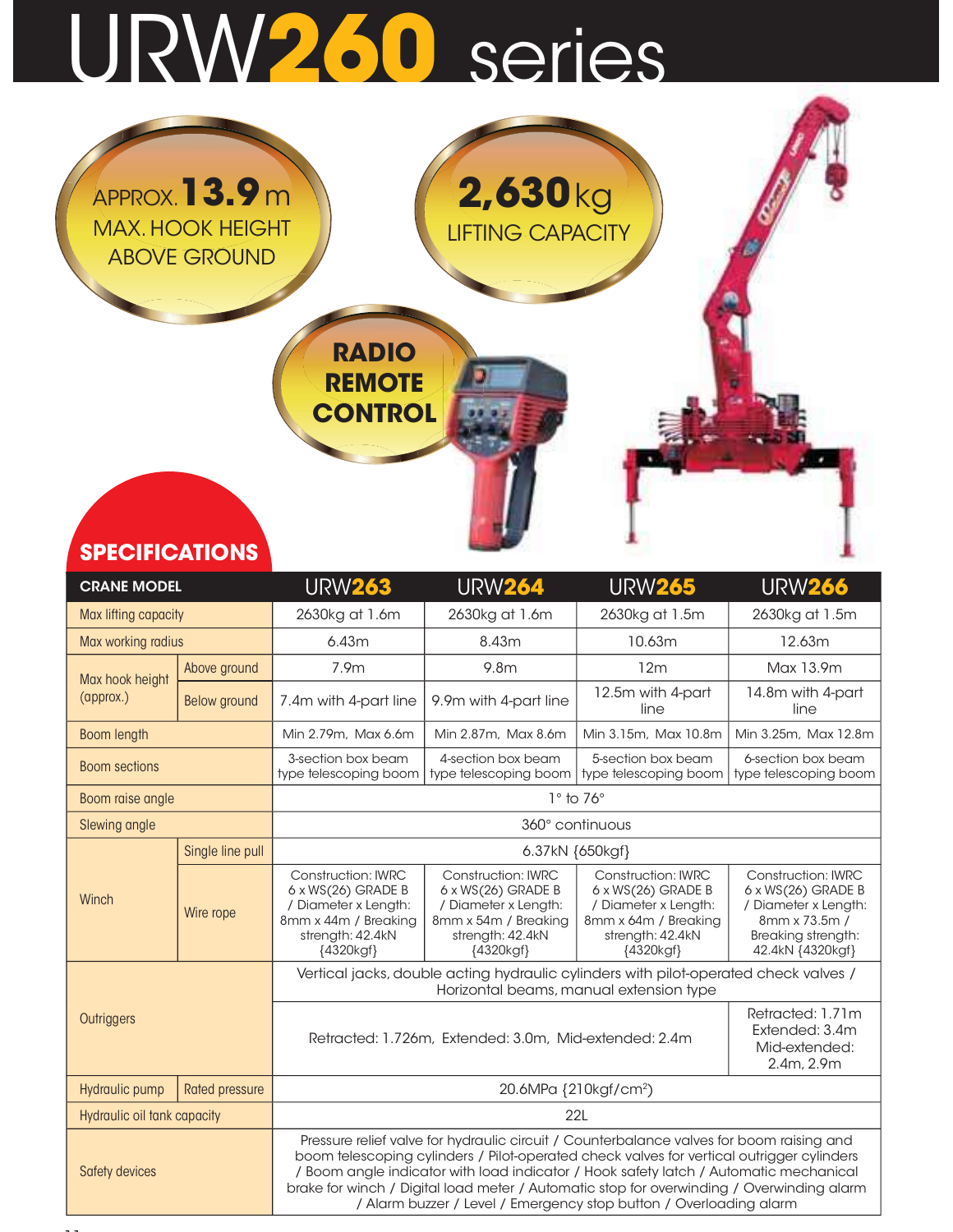# URW260 series

APPROX. **13.9** m
MAX. HOOK HEIGHT ABOVE GROUND

**2,630** kg
LIFTING CAPACITY

**RADIO REMOTE CONTROL**

## SPECIFICATIONS

| CRANE MODEL | | URW263 | URW264 | URW265 | URW266 |
|---|---|---|---|---|---|
| Max lifting capacity | | 2630kg at 1.6m | 2630kg at 1.6m | 2630kg at 1.5m | 2630kg at 1.5m |
| Max working radius | | 6.43m | 8.43m | 10.63m | 12.63m |
| Max hook height (approx.) | Above ground | 7.9m | 9.8m | 12m | Max 13.9m |
| | Below ground | 7.4m with 4-part line | 9.9m with 4-part line | 12.5m with 4-part line | 14.8m with 4-part line |
| Boom length | | Min 2.79m, Max 6.6m | Min 2.87m, Max 8.6m | Min 3.15m, Max 10.8m | Min 3.25m, Max 12.8m |
| Boom sections | | 3-section box beam type telescoping boom | 4-section box beam type telescoping boom | 5-section box beam type telescoping boom | 6-section box beam type telescoping boom |
| Boom raise angle | | 1° to 76° | | | |
| Slewing angle | | 360° continuous | | | |
| Winch | Single line pull | 6.37kN {650kgf} | | | |
| | Wire rope | Construction: IWRC 6 x WS(26) GRADE B / Diameter x Length: 8mm x 44m / Breaking strength: 42.4kN {4320kgf} | Construction: IWRC 6 x WS(26) GRADE B / Diameter x Length: 8mm x 54m / Breaking strength: 42.4kN {4320kgf} | Construction: IWRC 6 x WS(26) GRADE B / Diameter x Length: 8mm x 64m / Breaking strength: 42.4kN {4320kgf} | Construction: IWRC 6 x WS(26) GRADE B / Diameter x Length: 8mm x 73.5m / Breaking strength: 42.4kN {4320kgf} |
| Outriggers | | Vertical jacks, double acting hydraulic cylinders with pilot-operated check valves / Horizontal beams, manual extension type | | | |
| | | Retracted: 1.726m, Extended: 3.0m, Mid-extended: 2.4m | | | Retracted: 1.71m Extended: 3.4m Mid-extended: 2.4m, 2.9m |
| Hydraulic pump | Rated pressure | 20.6MPa {210kgf/cm$^2$} | | | |
| Hydraulic oil tank capacity | | 22L | | | |
| Safety devices | | Pressure relief valve for hydraulic circuit / Counterbalance valves for boom raising and boom telescoping cylinders / Pilot-operated check valves for vertical outrigger cylinders / Boom angle indicator with load indicator / Hook safety latch / Automatic mechanical brake for winch / Digital load meter / Automatic stop for overwinding / Overwinding alarm / Alarm buzzer / Level / Emergency stop button / Overloading alarm | | | |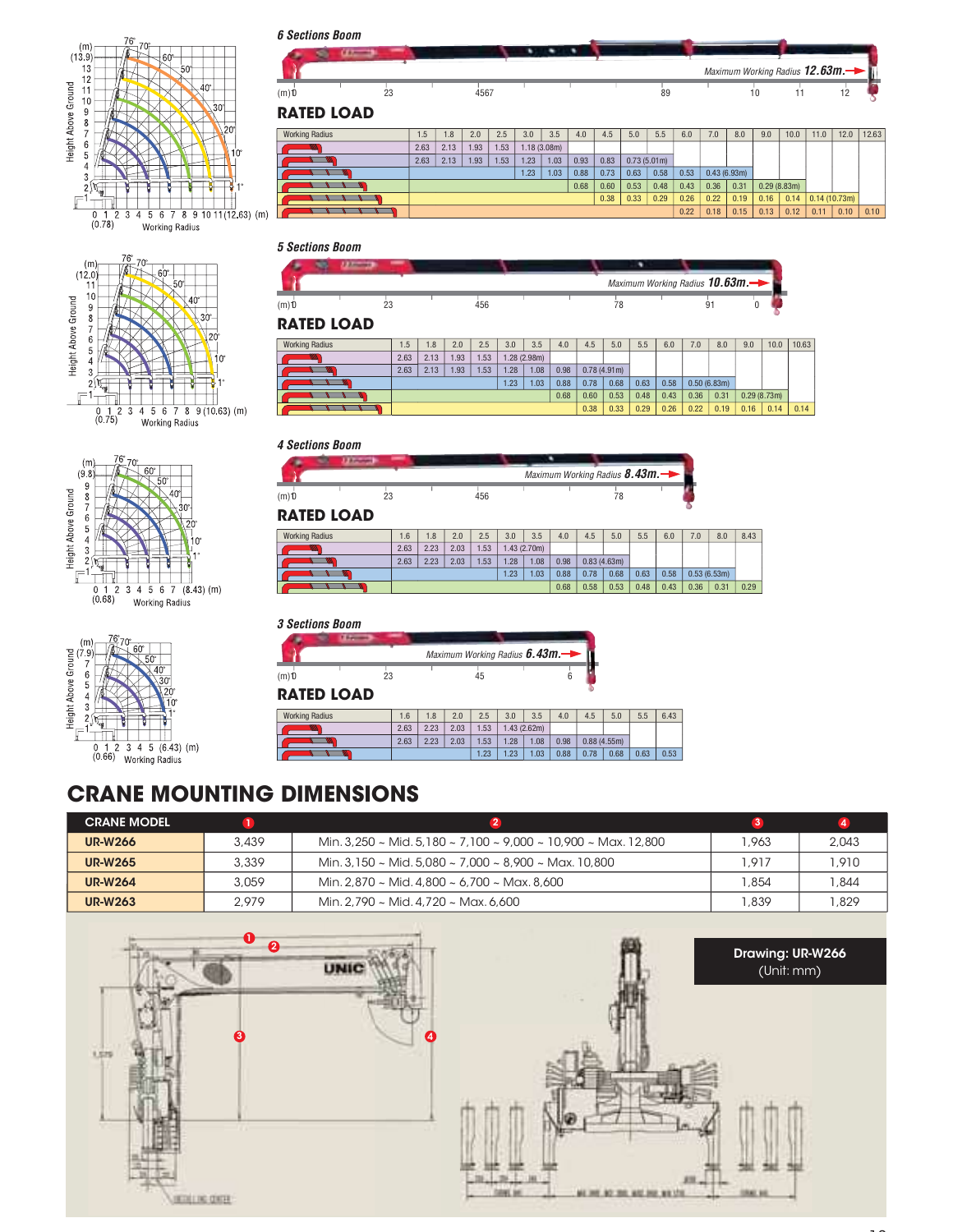(m)
(13.9)
13
12
11
10
9
8
7
6
5
4
3
2
1
76° 70° 60° 50° 40° 30° 20° 10° 1°
Height Above Ground
0 1 2 3 4 5 6 7 8 9 10 11 (12.63) (m)
(0.78)
Working Radius

### 6 Sections Boom

Maximum Working Radius **12.63m.**

(m) 0 1 2 3 4 5 6 7 8 9 10 11 12

## RATED LOAD

| Working Radius | 1.5 | 1.8 | 2.0 | 2.5 | 3.0 | 3.5 | 4.0 | 4.5 | 5.0 | 5.5 | 6.0 | 7.0 | 8.0 | 9.0 | 10.0 | 11.0 | 12.0 | 12.63 |
|---|---|---|---|---|---|---|---|---|---|---|---|---|---|---|---|---|---|---|
| | 2.63 | 2.13 | 1.93 | 1.53 | 1.18 (3.08m) | | | | | | | | | | | | | |
| | 2.63 | 2.13 | 1.93 | 1.53 | 1.23 | 1.03 | 0.93 | 0.83 | 0.73 (5.01m) | | | | | | | | | |
| | | | | | 1.23 | 1.03 | 0.88 | 0.73 | 0.63 | 0.58 | 0.53 | 0.43 (6.93m) | | | | | | |
| | | | | | | | 0.68 | 0.60 | 0.53 | 0.48 | 0.43 | 0.36 | 0.31 | 0.29 (8.83m) | | | | |
| | | | | | | | | 0.38 | 0.33 | 0.29 | 0.26 | 0.22 | 0.19 | 0.16 | 0.14 | 0.14 (10.73m) | | |
| | | | | | | | | | | | 0.22 | 0.18 | 0.15 | 0.13 | 0.12 | 0.11 | 0.10 | 0.10 |

(m)
(12.0)
11
10
9
8
7
6
5
4
3
2
1
76° 70° 60° 50° 40° 30° 20° 10° 1°
Height Above Ground
0 1 2 3 4 5 6 7 8 9 (10.63) (m)
(0.75)
Working Radius

### 5 Sections Boom

Maximum Working Radius **10.63m.**

(m) 0 1 2 3 4 5 6 7 8 9 10

## RATED LOAD

| Working Radius | 1.5 | 1.8 | 2.0 | 2.5 | 3.0 | 3.5 | 4.0 | 4.5 | 5.0 | 5.5 | 6.0 | 7.0 | 8.0 | 9.0 | 10.0 | 10.63 |
|---|---|---|---|---|---|---|---|---|---|---|---|---|---|---|---|---|
| | 2.63 | 2.13 | 1.93 | 1.53 | 1.28 (2.98m) | | | | | | | | | | | |
| | 2.63 | 2.13 | 1.93 | 1.53 | 1.28 | 1.08 | 0.98 | 0.78 (4.91m) | | | | | | | | |
| | | | | | 1.23 | 1.03 | 0.88 | 0.78 | 0.68 | 0.63 | 0.58 | 0.50 (6.83m) | | | | |
| | | | | | | | 0.68 | 0.60 | 0.53 | 0.48 | 0.43 | 0.36 | 0.31 | 0.29 (8.73m) | | |
| | | | | | | | | 0.38 | 0.33 | 0.29 | 0.26 | 0.22 | 0.19 | 0.16 | 0.14 | 0.14 |

(m)
(9.8)
9
8
7
6
5
4
3
2
1
76° 70° 60° 50° 40° 30° 20° 10° 1°
Height Above Ground
0 1 2 3 4 5 6 7 (8.43) (m)
(0.68)
Working Radius

### 4 Sections Boom

Maximum Working Radius **8.43m.**

(m) 0 1 2 3 4 5 6 7 8

## RATED LOAD

| Working Radius | 1.6 | 1.8 | 2.0 | 2.5 | 3.0 | 3.5 | 4.0 | 4.5 | 5.0 | 5.5 | 6.0 | 7.0 | 8.0 | 8.43 |
|---|---|---|---|---|---|---|---|---|---|---|---|---|---|---|
| | 2.63 | 2.23 | 2.03 | 1.53 | 1.43 (2.70m) | | | | | | | | | |
| | 2.63 | 2.23 | 2.03 | 1.53 | 1.28 | 1.08 | 0.98 | 0.83 (4.63m) | | | | | | |
| | | | | | 1.23 | 1.03 | 0.88 | 0.78 | 0.68 | 0.63 | 0.58 | 0.53 (6.53m) | | |
| | | | | | | | 0.68 | 0.58 | 0.53 | 0.48 | 0.43 | 0.36 | 0.31 | 0.29 |

(m)
(7.9)
7
6
5
4
3
2
1
76° 70° 60° 50° 40° 30° 20° 10° 1°
Height Above Ground
0 1 2 3 4 5 (6.43) (m)
(0.66)
Working Radius

### 3 Sections Boom

Maximum Working Radius **6.43m.**

(m) 0 1 2 3 4 5 6

## RATED LOAD

| Working Radius | 1.6 | 1.8 | 2.0 | 2.5 | 3.0 | 3.5 | 4.0 | 4.5 | 5.0 | 5.5 | 6.43 |
|---|---|---|---|---|---|---|---|---|---|---|---|
| | 2.63 | 2.23 | 2.03 | 1.53 | 1.43 (2.62m) | | | | | | |
| | 2.63 | 2.23 | 2.03 | 1.53 | 1.28 | 1.08 | 0.98 | 0.88 (4.55m) | | | |
| | | | | 1.23 | 1.23 | 1.03 | 0.88 | 0.78 | 0.68 | 0.63 | 0.53 |

# CRANE MOUNTING DIMENSIONS

| CRANE MODEL | 1 | 2 | 3 | 4 |
|---|---|---|---|---|
| **UR-W266** | 3,439 | Min. 3,250 ~ Mid. 5,180 ~ 7,100 ~ 9,000 ~ 10,900 ~ Max. 12,800 | 1,963 | 2,043 |
| **UR-W265** | 3,339 | Min. 3,150 ~ Mid. 5,080 ~ 7,000 ~ 8,900 ~ Max. 10,800 | 1,917 | 1,910 |
| **UR-W264** | 3,059 | Min. 2,870 ~ Mid. 4,800 ~ 6,700 ~ Max. 8,600 | 1,854 | 1,844 |
| **UR-W263** | 2,979 | Min. 2,790 ~ Mid. 4,720 ~ Max. 6,600 | 1,839 | 1,829 |

1 2 3 4
UNIC

Drawing: UR-W266
(Unit: mm)